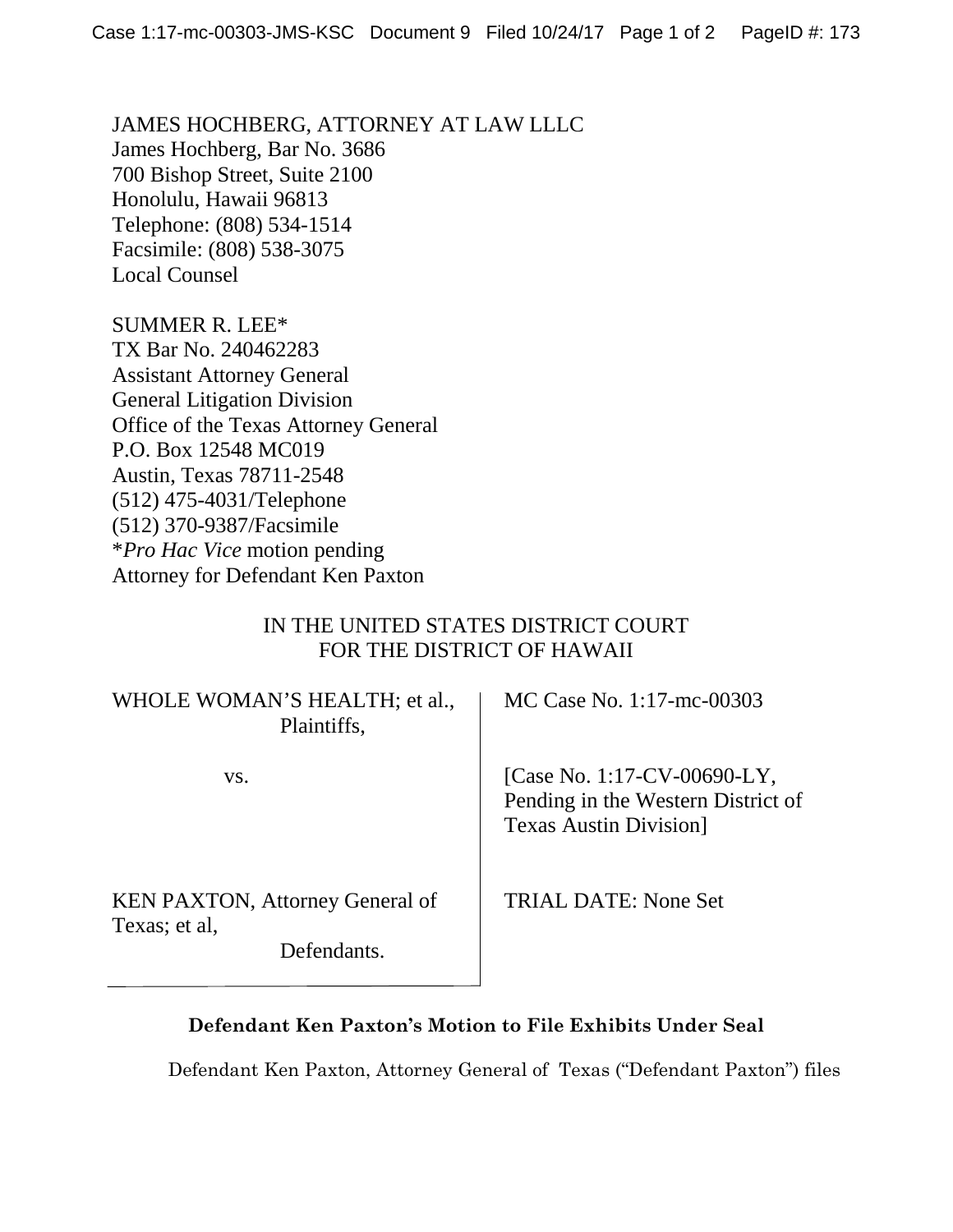JAMES HOCHBERG, ATTORNEY AT LAW LLLC
James Hochberg, Bar No. 3686
700 Bishop Street, Suite 2100
Honolulu, Hawaii 96813
Telephone: (808) 534-1514
Facsimile: (808) 538-3075
Local Counsel

SUMMER R. LEE*
TX Bar No. 240462283
Assistant Attorney General
General Litigation Division
Office of the Texas Attorney General
P.O. Box 12548 MC019
Austin, Texas 78711-2548
(512) 475-4031/Telephone
(512) 370-9387/Facsimile
**Pro Hac Vice* motion pending
Attorney for Defendant Ken Paxton

IN THE UNITED STATES DISTRICT COURT
FOR THE DISTRICT OF HAWAII

| | |
|---|---|
| WHOLE WOMAN'S HEALTH; et al., Plaintiffs, | MC Case No. 1:17-mc-00303 |
| vs. | [Case No. 1:17-CV-00690-LY, Pending in the Western District of Texas Austin Division] |
| KEN PAXTON, Attorney General of Texas; et al, Defendants. | TRIAL DATE: None Set |

**Defendant Ken Paxton's Motion to File Exhibits Under Seal**

Defendant Ken Paxton, Attorney General of Texas ("Defendant Paxton") files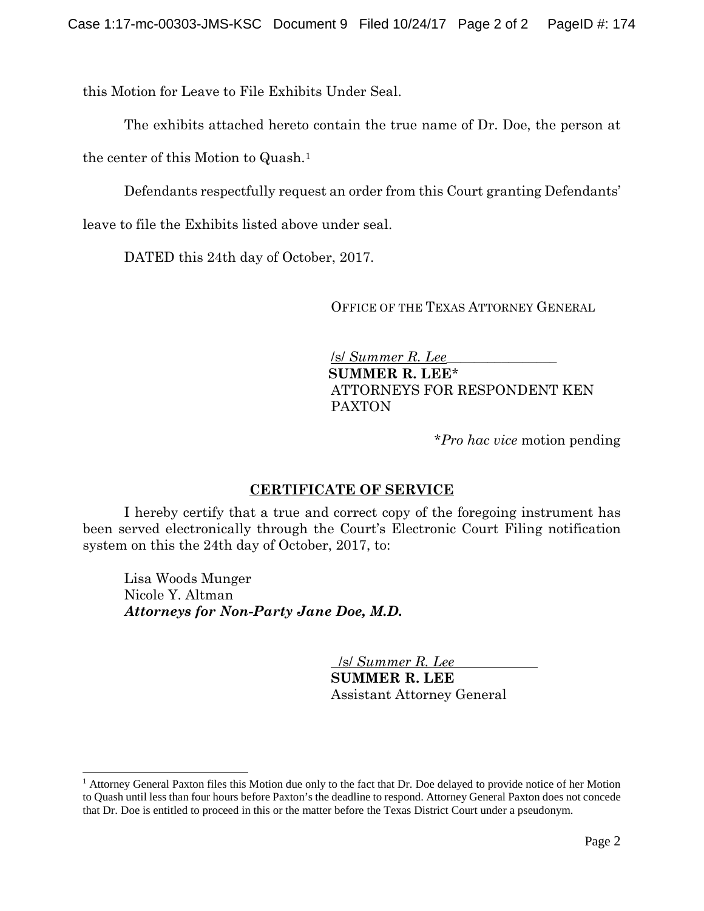this Motion for Leave to File Exhibits Under Seal.

The exhibits attached hereto contain the true name of Dr. Doe, the person at the center of this Motion to Quash.[1]

Defendants respectfully request an order from this Court granting Defendants' leave to file the Exhibits listed above under seal.

DATED this 24th day of October, 2017.

OFFICE OF THE TEXAS ATTORNEY GENERAL

/s/ *Summer R. Lee*
**SUMMER R. LEE***
ATTORNEYS FOR RESPONDENT KEN PAXTON

**Pro hac vice* motion pending

## CERTIFICATE OF SERVICE

I hereby certify that a true and correct copy of the foregoing instrument has been served electronically through the Court's Electronic Court Filing notification system on this the 24th day of October, 2017, to:

Lisa Woods Munger
Nicole Y. Altman
***Attorneys for Non-Party Jane Doe, M.D.***

/s/ *Summer R. Lee*
**SUMMER R. LEE**
Assistant Attorney General

[1] Attorney General Paxton files this Motion due only to the fact that Dr. Doe delayed to provide notice of her Motion to Quash until less than four hours before Paxton's the deadline to respond. Attorney General Paxton does not concede that Dr. Doe is entitled to proceed in this or the matter before the Texas District Court under a pseudonym.